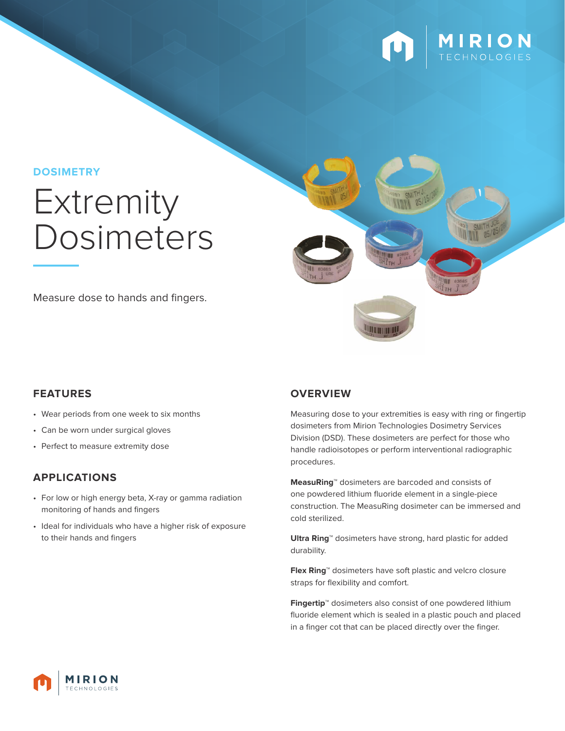DOSIMETRY

# Extremity Dosimeters

Measure dose to hands and fingers.

## FEATURES

- Wear periods from one week to six months
- Can be worn under surgical gloves
- Perfect to measure extremity dose

## APPLICATIONS

- For low or high energy beta, X-ray or gamma radiation monitoring of hands and fingers
- Ideal for individuals who have a higher risk of exposure to their hands and fingers

## OVERVIEW

Measuring dose to your extremities is easy with ring or fingertip dosimeters from Mirion Technologies Dosimetry Services Division (DSD). These dosimeters are perfect for those who handle radioisotopes or perform interventional radiographic procedures.

**MeasuRing**™ dosimeters are barcoded and consists of one powdered lithium fluoride element in a single-piece construction. The MeasuRing dosimeter can be immersed and cold sterilized.

**Ultra Ring**™ dosimeters have strong, hard plastic for added durability.

**Flex Ring**™ dosimeters have soft plastic and velcro closure straps for flexibility and comfort.

**Fingertip**™ dosimeters also consist of one powdered lithium fluoride element which is sealed in a plastic pouch and placed in a finger cot that can be placed directly over the finger.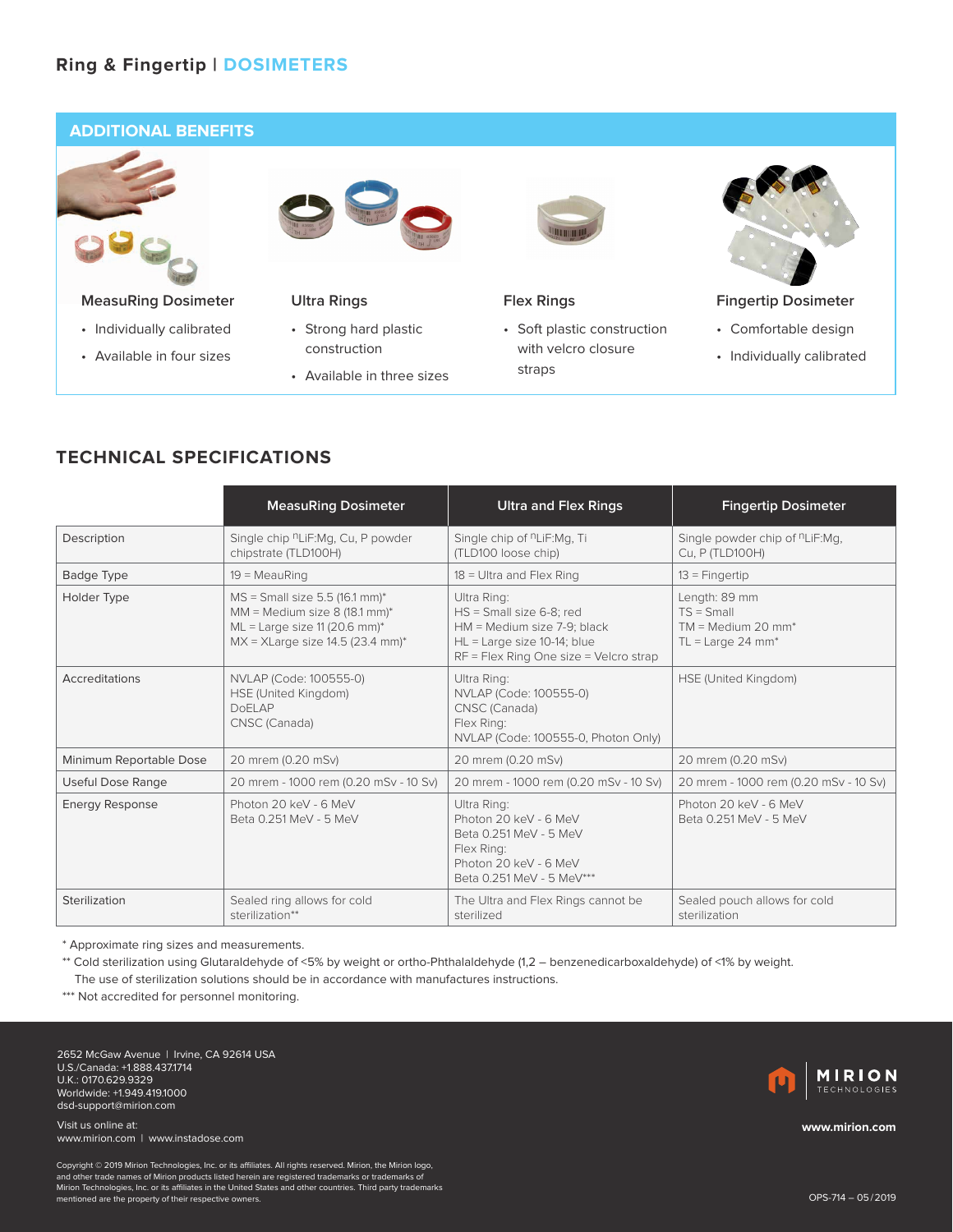## Ring & Fingertip | DOSIMETERS

### ADDITIONAL BENEFITS

**MeasuRing Dosimeter**

- Individually calibrated
- Available in four sizes

**Ultra Rings**

- Strong hard plastic construction
- Available in three sizes

**Flex Rings**

- Soft plastic construction with velcro closure straps

**Fingertip Dosimeter**

- Comfortable design
- Individually calibrated

## TECHNICAL SPECIFICATIONS

| | MeasuRing Dosimeter | Ultra and Flex Rings | Fingertip Dosimeter |
|---|---|---|---|
| Description | Single chip $^{n}$LiF:Mg, Cu, P powder chipstrate (TLD100H) | Single chip of $^{n}$LiF:Mg, Ti (TLD100 loose chip) | Single powder chip of $^{n}$LiF:Mg, Cu, P (TLD100H) |
| Badge Type | 19 = MeauRing | 18 = Ultra and Flex Ring | 13 = Fingertip |
| Holder Type | MS = Small size 5.5 (16.1 mm)*<br>MM = Medium size 8 (18.1 mm)*<br>ML = Large size 11 (20.6 mm)*<br>MX = XLarge size 14.5 (23.4 mm)* | Ultra Ring:<br>HS = Small size 6-8; red<br>HM = Medium size 7-9; black<br>HL = Large size 10-14; blue<br>RF = Flex Ring One size = Velcro strap | Length: 89 mm<br>TS = Small<br>TM = Medium 20 mm*<br>TL = Large 24 mm* |
| Accreditations | NVLAP (Code: 100555-0)<br>HSE (United Kingdom)<br>DoELAP<br>CNSC (Canada) | Ultra Ring:<br>NVLAP (Code: 100555-0)<br>CNSC (Canada)<br>Flex Ring:<br>NVLAP (Code: 100555-0, Photon Only) | HSE (United Kingdom) |
| Minimum Reportable Dose | 20 mrem (0.20 mSv) | 20 mrem (0.20 mSv) | 20 mrem (0.20 mSv) |
| Useful Dose Range | 20 mrem - 1000 rem (0.20 mSv - 10 Sv) | 20 mrem - 1000 rem (0.20 mSv - 10 Sv) | 20 mrem - 1000 rem (0.20 mSv - 10 Sv) |
| Energy Response | Photon 20 keV - 6 MeV<br>Beta 0.251 MeV - 5 MeV | Ultra Ring:<br>Photon 20 keV - 6 MeV<br>Beta 0.251 MeV - 5 MeV<br>Flex Ring:<br>Photon 20 keV - 6 MeV<br>Beta 0.251 MeV - 5 MeV*** | Photon 20 keV - 6 MeV<br>Beta 0.251 MeV - 5 MeV |
| Sterilization | Sealed ring allows for cold sterilization** | The Ultra and Flex Rings cannot be sterilized | Sealed pouch allows for cold sterilization |

\* Approximate ring sizes and measurements.

** Cold sterilization using Glutaraldehyde of <5% by weight or ortho-Phthalaldehyde (1,2 – benzenedicarboxaldehyde) of <1% by weight. The use of sterilization solutions should be in accordance with manufactures instructions.

*** Not accredited for personnel monitoring.

2652 McGaw Avenue | Irvine, CA 92614 USA
U.S./Canada: +1.888.437.1714
U.K.: 0170.629.9329
Worldwide: +1.949.419.1000
dsd-support@mirion.com

Visit us online at:
www.mirion.com | www.instadose.com

MIRION TECHNOLOGIES

www.mirion.com

Copyright © 2019 Mirion Technologies, Inc. or its affiliates. All rights reserved. Mirion, the Mirion logo, and other trade names of Mirion products listed herein are registered trademarks or trademarks of Mirion Technologies, Inc. or its affiliates in the United States and other countries. Third party trademarks mentioned are the property of their respective owners.

OPS-714 – 05/2019